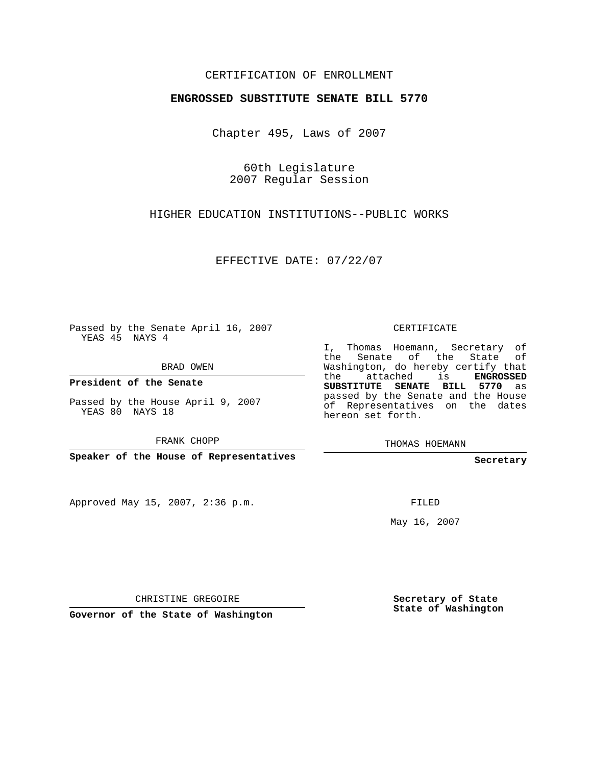CERTIFICATION OF ENROLLMENT

**ENGROSSED SUBSTITUTE SENATE BILL 5770**

Chapter 495, Laws of 2007

60th Legislature
2007 Regular Session

HIGHER EDUCATION INSTITUTIONS--PUBLIC WORKS

EFFECTIVE DATE: 07/22/07

Passed by the Senate April 16, 2007
YEAS 45 NAYS 4

BRAD OWEN

**President of the Senate**

Passed by the House April 9, 2007
YEAS 80 NAYS 18

FRANK CHOPP

**Speaker of the House of Representatives**

Approved May 15, 2007, 2:36 p.m.

CHRISTINE GREGOIRE

**Governor of the State of Washington**

CERTIFICATE

I, Thomas Hoemann, Secretary of the Senate of the State of Washington, do hereby certify that the attached is **ENGROSSED SUBSTITUTE SENATE BILL 5770** as passed by the Senate and the House of Representatives on the dates hereon set forth.

THOMAS HOEMANN

**Secretary**

FILED

May 16, 2007

**Secretary of State**
**State of Washington**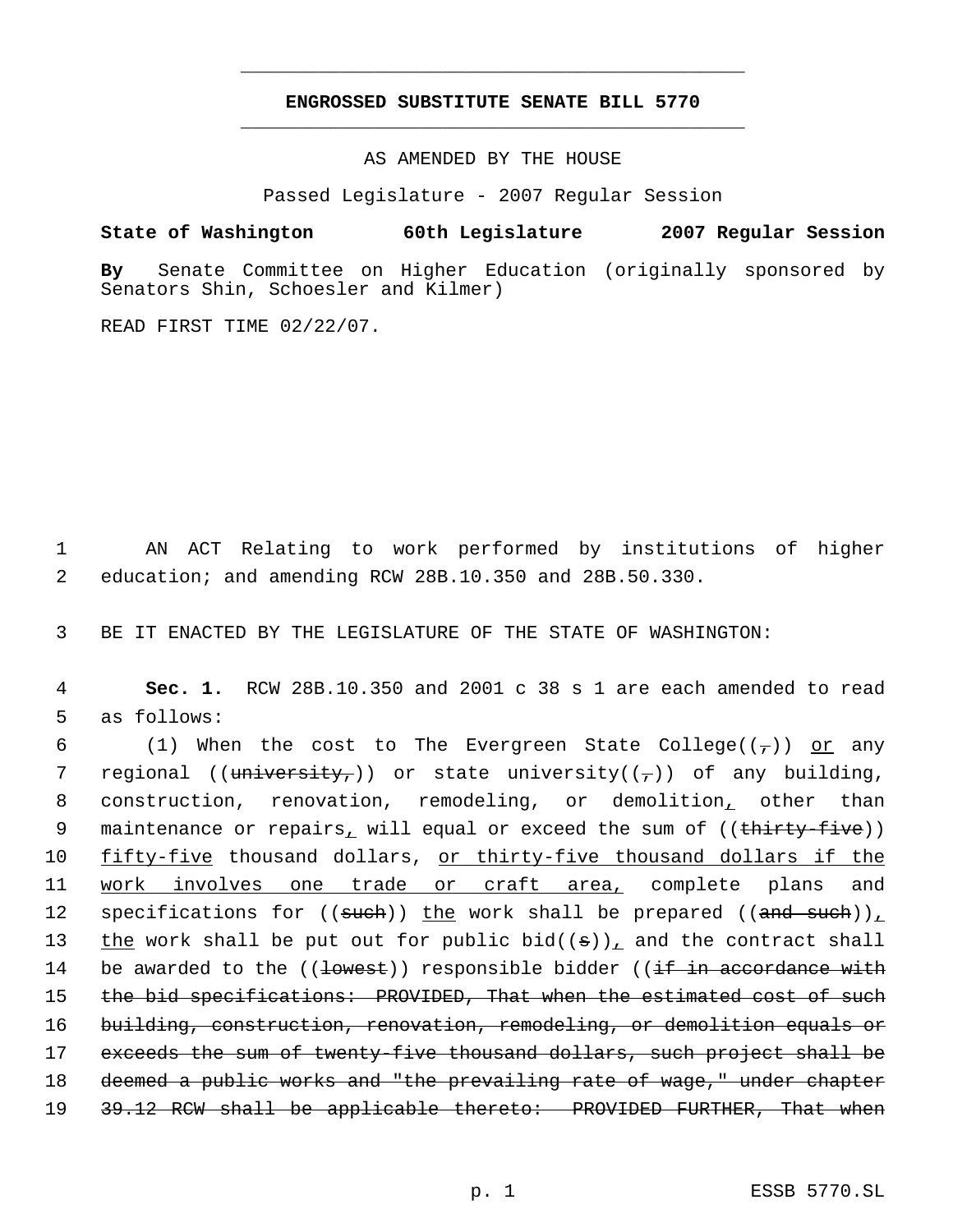# ENGROSSED SUBSTITUTE SENATE BILL 5770

AS AMENDED BY THE HOUSE

Passed Legislature - 2007 Regular Session

**State of Washington 60th Legislature 2007 Regular Session**

**By** Senate Committee on Higher Education (originally sponsored by Senators Shin, Schoesler and Kilmer)

READ FIRST TIME 02/22/07.

1 AN ACT Relating to work performed by institutions of higher
2 education; and amending RCW 28B.10.350 and 28B.50.330.

3 BE IT ENACTED BY THE LEGISLATURE OF THE STATE OF WASHINGTON:

4 **Sec. 1.** RCW 28B.10.350 and 2001 c 38 s 1 are each amended to read
5 as follows:

6 (1) When the cost to The Evergreen State College((~~,~~)) <u>or</u> any
7 regional ((~~university,~~)) or state university((~~,~~)) of any building,
8 construction, renovation, remodeling, or demolition<u>,</u> other than
9 maintenance or repairs<u>,</u> will equal or exceed the sum of ((~~thirty-five~~))
10 <u>fifty-five</u> thousand dollars, <u>or thirty-five thousand dollars if the</u>
11 <u>work involves one trade or craft area,</u> complete plans and
12 specifications for ((~~such~~)) <u>the</u> work shall be prepared ((~~and such~~))<u>,</u>
13 <u>the</u> work shall be put out for public bid((~~s~~))<u>,</u> and the contract shall
14 be awarded to the ((~~lowest~~)) responsible bidder ((~~if in accordance with~~
15 ~~the bid specifications: PROVIDED, That when the estimated cost of such~~
16 ~~building, construction, renovation, remodeling, or demolition equals or~~
17 ~~exceeds the sum of twenty-five thousand dollars, such project shall be~~
18 ~~deemed a public works and "the prevailing rate of wage," under chapter~~
19 ~~39.12 RCW shall be applicable thereto: PROVIDED FURTHER, That when~~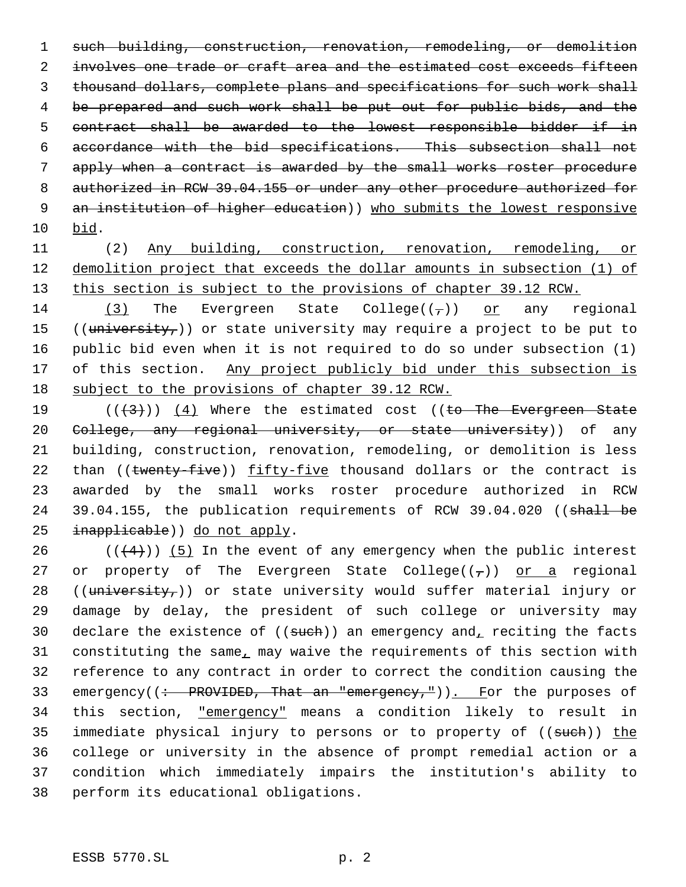such building, construction, renovation, remodeling, or demolition involves one trade or craft area and the estimated cost exceeds fifteen thousand dollars, complete plans and specifications for such work shall be prepared and such work shall be put out for public bids, and the contract shall be awarded to the lowest responsible bidder if in accordance with the bid specifications. This subsection shall not apply when a contract is awarded by the small works roster procedure authorized in RCW 39.04.155 or under any other procedure authorized for an institution of higher education)) who submits the lowest responsive bid.

(2) Any building, construction, renovation, remodeling, or demolition project that exceeds the dollar amounts in subsection (1) of this section is subject to the provisions of chapter 39.12 RCW.

(3) The Evergreen State College((,)) or any regional ((university,)) or state university may require a project to be put to public bid even when it is not required to do so under subsection (1) of this section. Any project publicly bid under this subsection is subject to the provisions of chapter 39.12 RCW.

(((3))) (4) Where the estimated cost ((to The Evergreen State College, any regional university, or state university)) of any building, construction, renovation, remodeling, or demolition is less than ((twenty-five)) fifty-five thousand dollars or the contract is awarded by the small works roster procedure authorized in RCW 39.04.155, the publication requirements of RCW 39.04.020 ((shall be inapplicable)) do not apply.

(((4))) (5) In the event of any emergency when the public interest or property of The Evergreen State College((,)) or a regional ((university,)) or state university would suffer material injury or damage by delay, the president of such college or university may declare the existence of ((such)) an emergency and, reciting the facts constituting the same, may waive the requirements of this section with reference to any contract in order to correct the condition causing the emergency((: PROVIDED, That an "emergency,")). For the purposes of this section, "emergency" means a condition likely to result in immediate physical injury to persons or to property of ((such)) the college or university in the absence of prompt remedial action or a condition which immediately impairs the institution's ability to perform its educational obligations.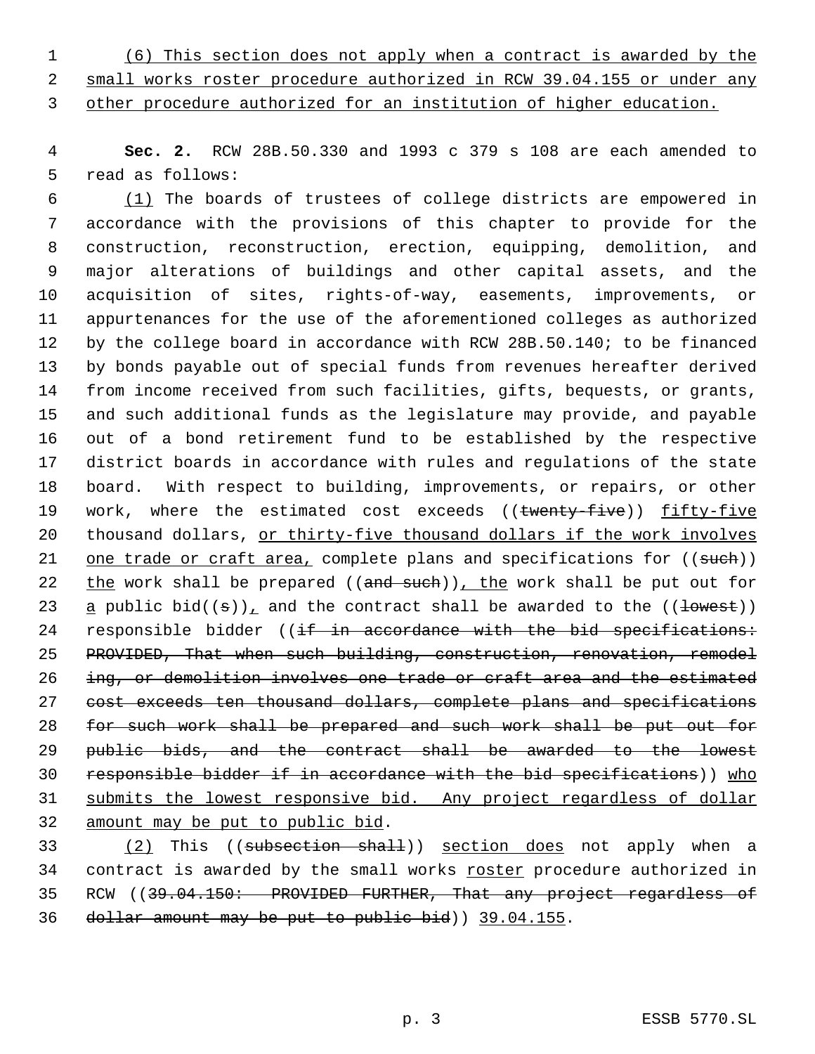(6) This section does not apply when a contract is awarded by the small works roster procedure authorized in RCW 39.04.155 or under any other procedure authorized for an institution of higher education.

**Sec. 2.** RCW 28B.50.330 and 1993 c 379 s 108 are each amended to read as follows:

(1) The boards of trustees of college districts are empowered in accordance with the provisions of this chapter to provide for the construction, reconstruction, erection, equipping, demolition, and major alterations of buildings and other capital assets, and the acquisition of sites, rights-of-way, easements, improvements, or appurtenances for the use of the aforementioned colleges as authorized by the college board in accordance with RCW 28B.50.140; to be financed by bonds payable out of special funds from revenues hereafter derived from income received from such facilities, gifts, bequests, or grants, and such additional funds as the legislature may provide, and payable out of a bond retirement fund to be established by the respective district boards in accordance with rules and regulations of the state board. With respect to building, improvements, or repairs, or other work, where the estimated cost exceeds ((~~twenty-five~~)) fifty-five thousand dollars, or thirty-five thousand dollars if the work involves one trade or craft area, complete plans and specifications for ((~~such~~)) the work shall be prepared ((~~and such~~)), the work shall be put out for a public bid((~~s~~)), and the contract shall be awarded to the ((~~lowest~~)) responsible bidder ((~~if in accordance with the bid specifications: PROVIDED, That when such building, construction, renovation, remodeling, or demolition involves one trade or craft area and the estimated cost exceeds ten thousand dollars, complete plans and specifications for such work shall be prepared and such work shall be put out for public bids, and the contract shall be awarded to the lowest responsible bidder if in accordance with the bid specifications~~)) who submits the lowest responsive bid. Any project regardless of dollar amount may be put to public bid.

(2) This ((~~subsection shall~~)) section does not apply when a contract is awarded by the small works roster procedure authorized in RCW ((~~39.04.150: PROVIDED FURTHER, That any project regardless of dollar amount may be put to public bid~~)) 39.04.155.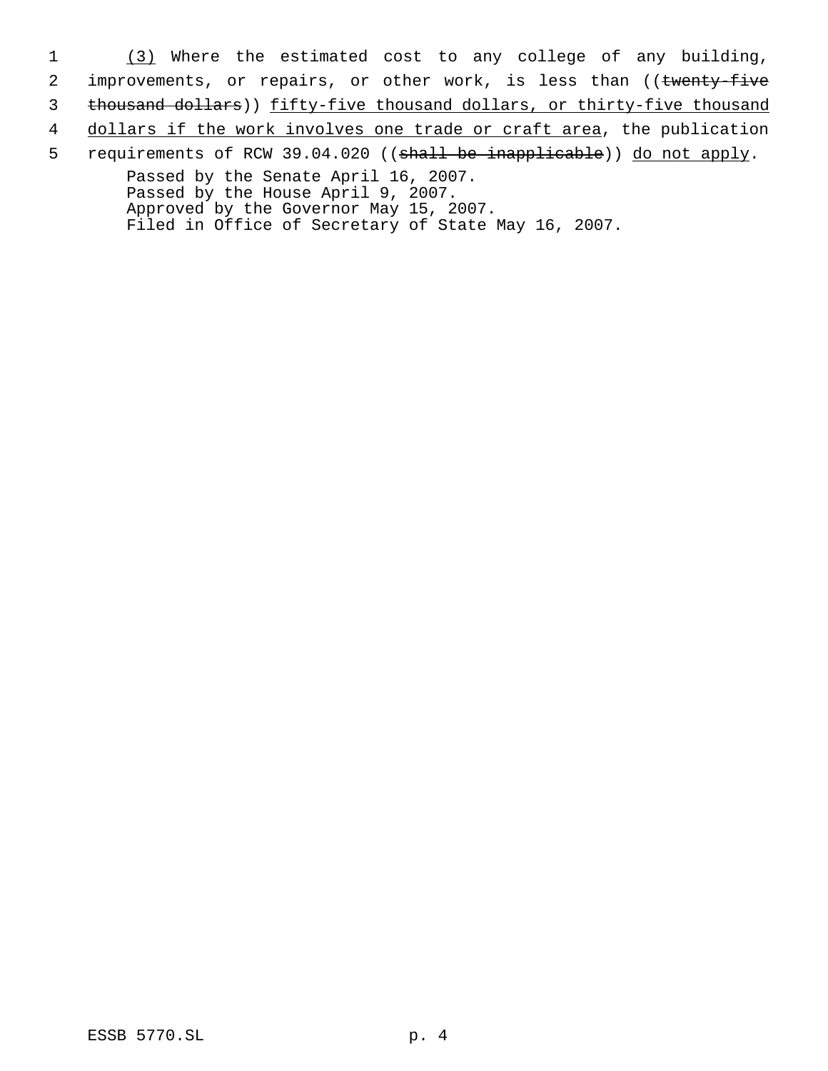(3) Where the estimated cost to any college of any building, improvements, or repairs, or other work, is less than ((~~twenty-five thousand dollars~~)) fifty-five thousand dollars, or thirty-five thousand dollars if the work involves one trade or craft area, the publication requirements of RCW 39.04.020 ((~~shall be inapplicable~~)) do not apply.

Passed by the Senate April 16, 2007.
Passed by the House April 9, 2007.
Approved by the Governor May 15, 2007.
Filed in Office of Secretary of State May 16, 2007.